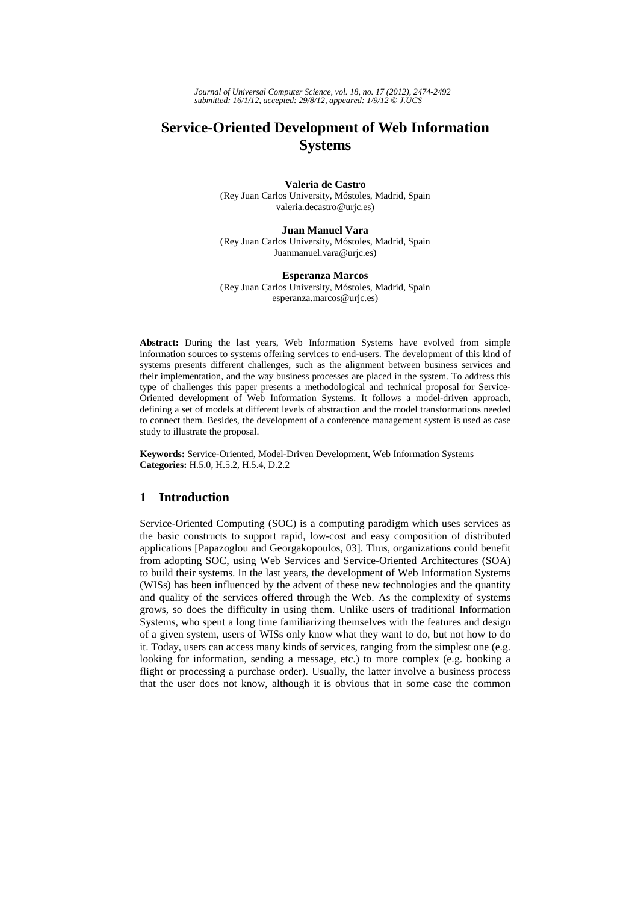# Service-Oriented Development of Web Information Systems

**Valeria de Castro**
(Rey Juan Carlos University, Móstoles, Madrid, Spain
valeria.decastro@urjc.es)

**Juan Manuel Vara**
(Rey Juan Carlos University, Móstoles, Madrid, Spain
Juanmanuel.vara@urjc.es)

**Esperanza Marcos**
(Rey Juan Carlos University, Móstoles, Madrid, Spain
esperanza.marcos@urjc.es)

**Abstract:** During the last years, Web Information Systems have evolved from simple information sources to systems offering services to end-users. The development of this kind of systems presents different challenges, such as the alignment between business services and their implementation, and the way business processes are placed in the system. To address this type of challenges this paper presents a methodological and technical proposal for Service-Oriented development of Web Information Systems. It follows a model-driven approach, defining a set of models at different levels of abstraction and the model transformations needed to connect them. Besides, the development of a conference management system is used as case study to illustrate the proposal.

**Keywords:** Service-Oriented, Model-Driven Development, Web Information Systems
**Categories:** H.5.0, H.5.2, H.5.4, D.2.2

## 1 Introduction

Service-Oriented Computing (SOC) is a computing paradigm which uses services as the basic constructs to support rapid, low-cost and easy composition of distributed applications [Papazoglou and Georgakopoulos, 03]. Thus, organizations could benefit from adopting SOC, using Web Services and Service-Oriented Architectures (SOA) to build their systems. In the last years, the development of Web Information Systems (WISs) has been influenced by the advent of these new technologies and the quantity and quality of the services offered through the Web. As the complexity of systems grows, so does the difficulty in using them. Unlike users of traditional Information Systems, who spent a long time familiarizing themselves with the features and design of a given system, users of WISs only know what they want to do, but not how to do it. Today, users can access many kinds of services, ranging from the simplest one (e.g. looking for information, sending a message, etc.) to more complex (e.g. booking a flight or processing a purchase order). Usually, the latter involve a business process that the user does not know, although it is obvious that in some case the common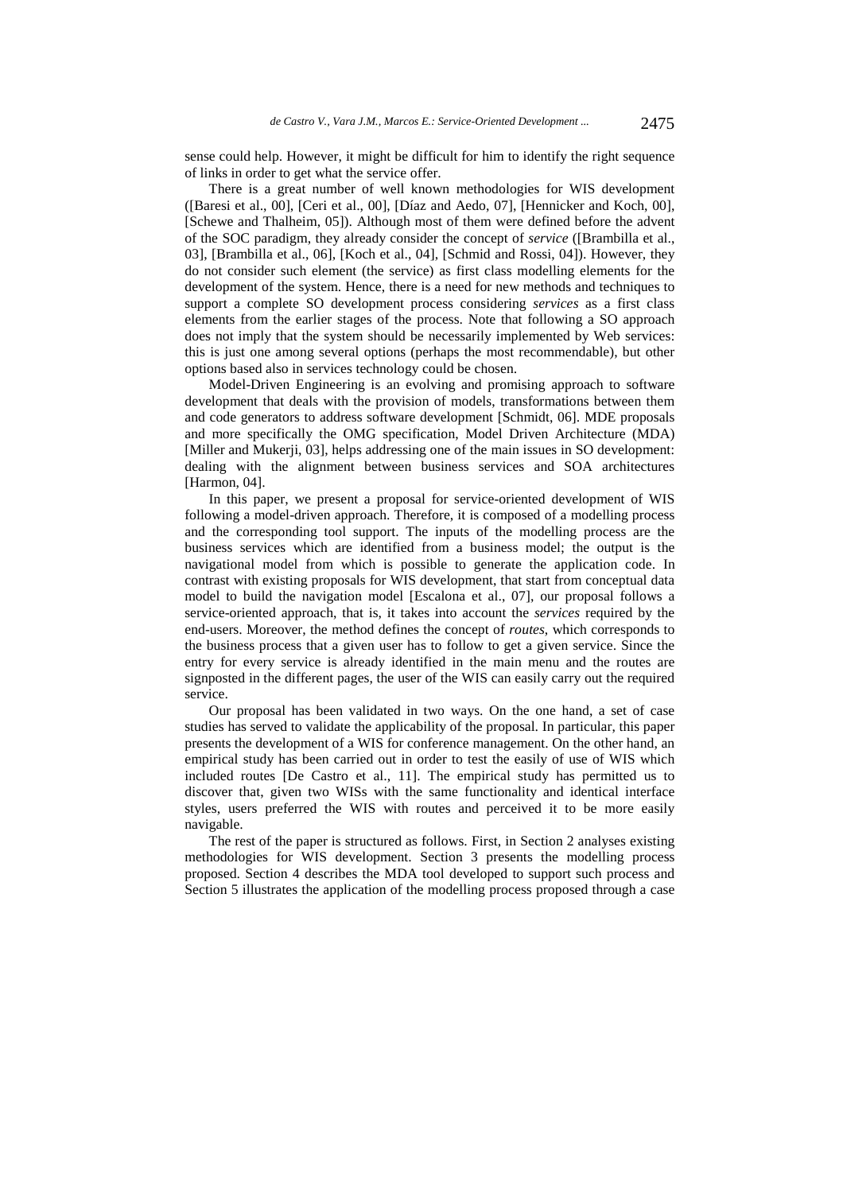sense could help. However, it might be difficult for him to identify the right sequence of links in order to get what the service offer.

There is a great number of well known methodologies for WIS development ([Baresi et al., 00], [Ceri et al., 00], [Díaz and Aedo, 07], [Hennicker and Koch, 00], [Schewe and Thalheim, 05]). Although most of them were defined before the advent of the SOC paradigm, they already consider the concept of *service* ([Brambilla et al., 03], [Brambilla et al., 06], [Koch et al., 04], [Schmid and Rossi, 04]). However, they do not consider such element (the service) as first class modelling elements for the development of the system. Hence, there is a need for new methods and techniques to support a complete SO development process considering *services* as a first class elements from the earlier stages of the process. Note that following a SO approach does not imply that the system should be necessarily implemented by Web services: this is just one among several options (perhaps the most recommendable), but other options based also in services technology could be chosen.

Model-Driven Engineering is an evolving and promising approach to software development that deals with the provision of models, transformations between them and code generators to address software development [Schmidt, 06]. MDE proposals and more specifically the OMG specification, Model Driven Architecture (MDA) [Miller and Mukerji, 03], helps addressing one of the main issues in SO development: dealing with the alignment between business services and SOA architectures [Harmon, 04].

In this paper, we present a proposal for service-oriented development of WIS following a model-driven approach. Therefore, it is composed of a modelling process and the corresponding tool support. The inputs of the modelling process are the business services which are identified from a business model; the output is the navigational model from which is possible to generate the application code. In contrast with existing proposals for WIS development, that start from conceptual data model to build the navigation model [Escalona et al., 07], our proposal follows a service-oriented approach, that is, it takes into account the *services* required by the end-users. Moreover, the method defines the concept of *routes*, which corresponds to the business process that a given user has to follow to get a given service. Since the entry for every service is already identified in the main menu and the routes are signposted in the different pages, the user of the WIS can easily carry out the required service.

Our proposal has been validated in two ways. On the one hand, a set of case studies has served to validate the applicability of the proposal. In particular, this paper presents the development of a WIS for conference management. On the other hand, an empirical study has been carried out in order to test the easily of use of WIS which included routes [De Castro et al., 11]. The empirical study has permitted us to discover that, given two WISs with the same functionality and identical interface styles, users preferred the WIS with routes and perceived it to be more easily navigable.

The rest of the paper is structured as follows. First, in Section 2 analyses existing methodologies for WIS development. Section 3 presents the modelling process proposed. Section 4 describes the MDA tool developed to support such process and Section 5 illustrates the application of the modelling process proposed through a case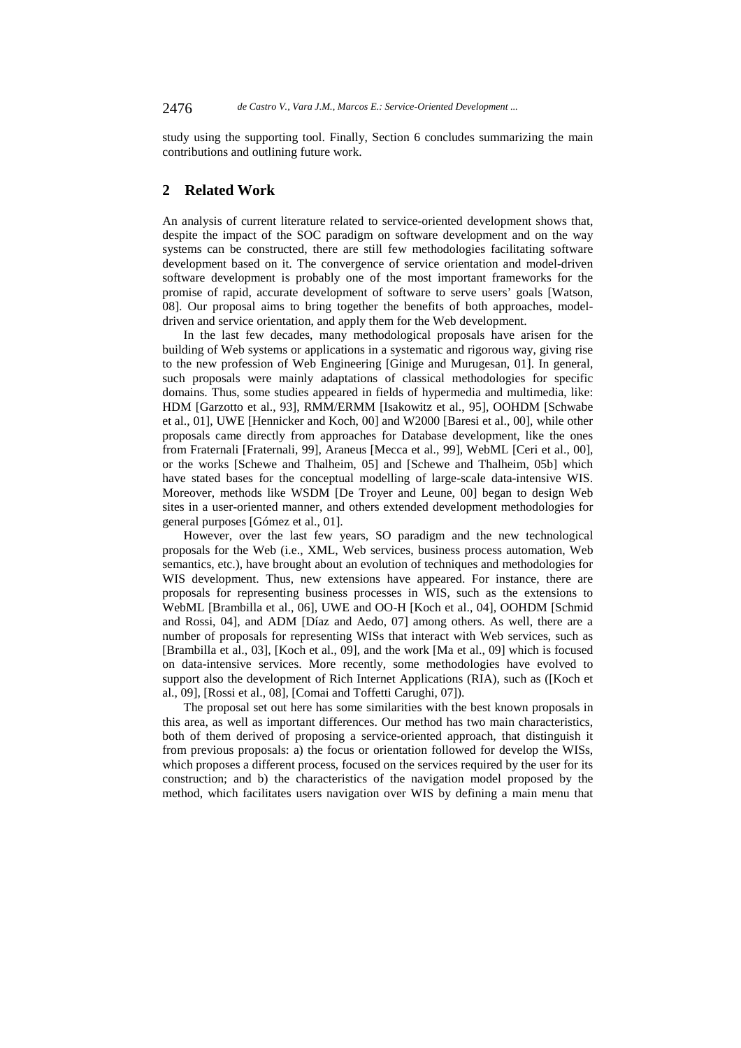study using the supporting tool. Finally, Section 6 concludes summarizing the main contributions and outlining future work.

## 2 Related Work

An analysis of current literature related to service-oriented development shows that, despite the impact of the SOC paradigm on software development and on the way systems can be constructed, there are still few methodologies facilitating software development based on it. The convergence of service orientation and model-driven software development is probably one of the most important frameworks for the promise of rapid, accurate development of software to serve users' goals [Watson, 08]. Our proposal aims to bring together the benefits of both approaches, model-driven and service orientation, and apply them for the Web development.

In the last few decades, many methodological proposals have arisen for the building of Web systems or applications in a systematic and rigorous way, giving rise to the new profession of Web Engineering [Ginige and Murugesan, 01]. In general, such proposals were mainly adaptations of classical methodologies for specific domains. Thus, some studies appeared in fields of hypermedia and multimedia, like: HDM [Garzotto et al., 93], RMM/ERMM [Isakowitz et al., 95], OOHDM [Schwabe et al., 01], UWE [Hennicker and Koch, 00] and W2000 [Baresi et al., 00], while other proposals came directly from approaches for Database development, like the ones from Fraternali [Fraternali, 99], Araneus [Mecca et al., 99], WebML [Ceri et al., 00], or the works [Schewe and Thalheim, 05] and [Schewe and Thalheim, 05b] which have stated bases for the conceptual modelling of large-scale data-intensive WIS. Moreover, methods like WSDM [De Troyer and Leune, 00] began to design Web sites in a user-oriented manner, and others extended development methodologies for general purposes [Gómez et al., 01].

However, over the last few years, SO paradigm and the new technological proposals for the Web (i.e., XML, Web services, business process automation, Web semantics, etc.), have brought about an evolution of techniques and methodologies for WIS development. Thus, new extensions have appeared. For instance, there are proposals for representing business processes in WIS, such as the extensions to WebML [Brambilla et al., 06], UWE and OO-H [Koch et al., 04], OOHDM [Schmid and Rossi, 04], and ADM [Díaz and Aedo, 07] among others. As well, there are a number of proposals for representing WISs that interact with Web services, such as [Brambilla et al., 03], [Koch et al., 09], and the work [Ma et al., 09] which is focused on data-intensive services. More recently, some methodologies have evolved to support also the development of Rich Internet Applications (RIA), such as ([Koch et al., 09], [Rossi et al., 08], [Comai and Toffetti Carughi, 07]).

The proposal set out here has some similarities with the best known proposals in this area, as well as important differences. Our method has two main characteristics, both of them derived of proposing a service-oriented approach, that distinguish it from previous proposals: a) the focus or orientation followed for develop the WISs, which proposes a different process, focused on the services required by the user for its construction; and b) the characteristics of the navigation model proposed by the method, which facilitates users navigation over WIS by defining a main menu that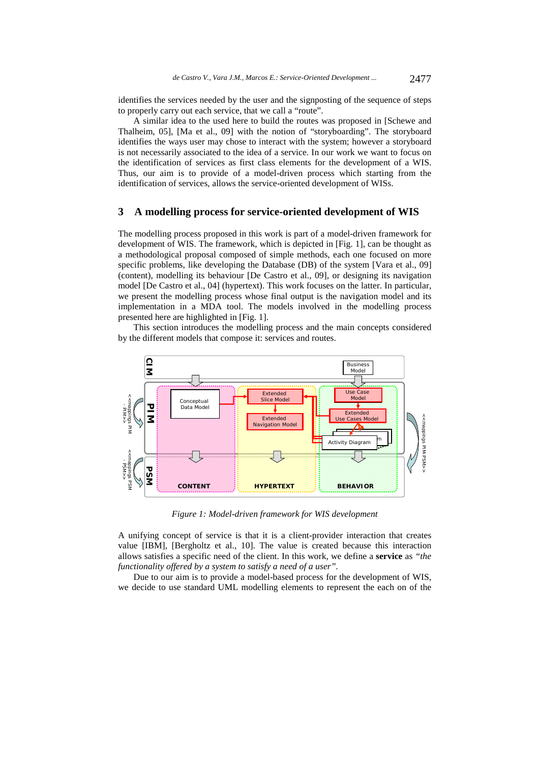identifies the services needed by the user and the signposting of the sequence of steps to properly carry out each service, that we call a “route”.

A similar idea to the used here to build the routes was proposed in [Schewe and Thalheim, 05], [Ma et al., 09] with the notion of “storyboarding”. The storyboard identifies the ways user may chose to interact with the system; however a storyboard is not necessarily associated to the idea of a service. In our work we want to focus on the identification of services as first class elements for the development of a WIS. Thus, our aim is to provide of a model-driven process which starting from the identification of services, allows the service-oriented development of WISs.

## 3 A modelling process for service-oriented development of WIS

The modelling process proposed in this work is part of a model-driven framework for development of WIS. The framework, which is depicted in [Fig. 1], can be thought as a methodological proposal composed of simple methods, each one focused on more specific problems, like developing the Database (DB) of the system [Vara et al., 09] (content), modelling its behaviour [De Castro et al., 09], or designing its navigation model [De Castro et al., 04] (hypertext). This work focuses on the latter. In particular, we present the modelling process whose final output is the navigation model and its implementation in a MDA tool. The models involved in the modelling process presented here are highlighted in [Fig. 1].

This section introduces the modelling process and the main concepts considered by the different models that compose it: services and routes.

*Figure 1: Model-driven framework for WIS development*

A unifying concept of service is that it is a client-provider interaction that creates value [IBM], [Bergholtz et al., 10]. The value is created because this interaction allows satisfies a specific need of the client. In this work, we define a **service** as *“the functionality offered by a system to satisfy a need of a user”*.

Due to our aim is to provide a model-based process for the development of WIS, we decide to use standard UML modelling elements to represent the each on of the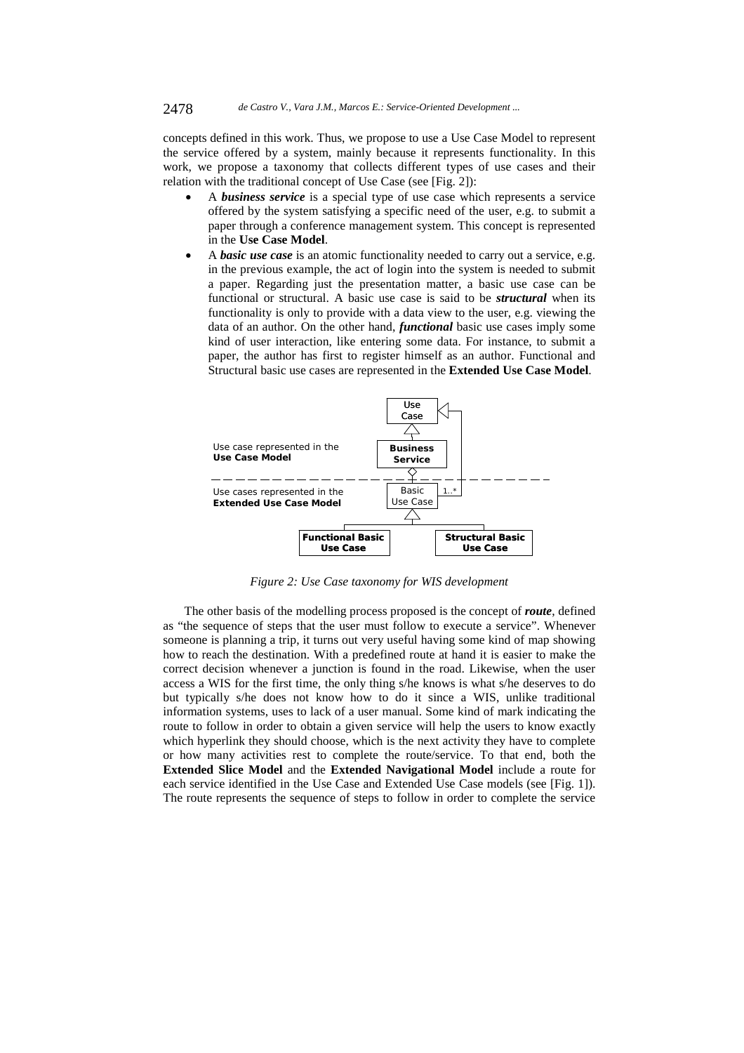concepts defined in this work. Thus, we propose to use a Use Case Model to represent the service offered by a system, mainly because it represents functionality. In this work, we propose a taxonomy that collects different types of use cases and their relation with the traditional concept of Use Case (see [Fig. 2]):

- A ***business service*** is a special type of use case which represents a service offered by the system satisfying a specific need of the user, e.g. to submit a paper through a conference management system. This concept is represented in the **Use Case Model**.
- A ***basic use case*** is an atomic functionality needed to carry out a service, e.g. in the previous example, the act of login into the system is needed to submit a paper. Regarding just the presentation matter, a basic use case can be functional or structural. A basic use case is said to be ***structural*** when its functionality is only to provide with a data view to the user, e.g. viewing the data of an author. On the other hand, ***functional*** basic use cases imply some kind of user interaction, like entering some data. For instance, to submit a paper, the author has first to register himself as an author. Functional and Structural basic use cases are represented in the **Extended Use Case Model**.

*Figure 2: Use Case taxonomy for WIS development*

The other basis of the modelling process proposed is the concept of ***route***, defined as "the sequence of steps that the user must follow to execute a service". Whenever someone is planning a trip, it turns out very useful having some kind of map showing how to reach the destination. With a predefined route at hand it is easier to make the correct decision whenever a junction is found in the road. Likewise, when the user access a WIS for the first time, the only thing s/he knows is what s/he deserves to do but typically s/he does not know how to do it since a WIS, unlike traditional information systems, uses to lack of a user manual. Some kind of mark indicating the route to follow in order to obtain a given service will help the users to know exactly which hyperlink they should choose, which is the next activity they have to complete or how many activities rest to complete the route/service. To that end, both the **Extended Slice Model** and the **Extended Navigational Model** include a route for each service identified in the Use Case and Extended Use Case models (see [Fig. 1]). The route represents the sequence of steps to follow in order to complete the service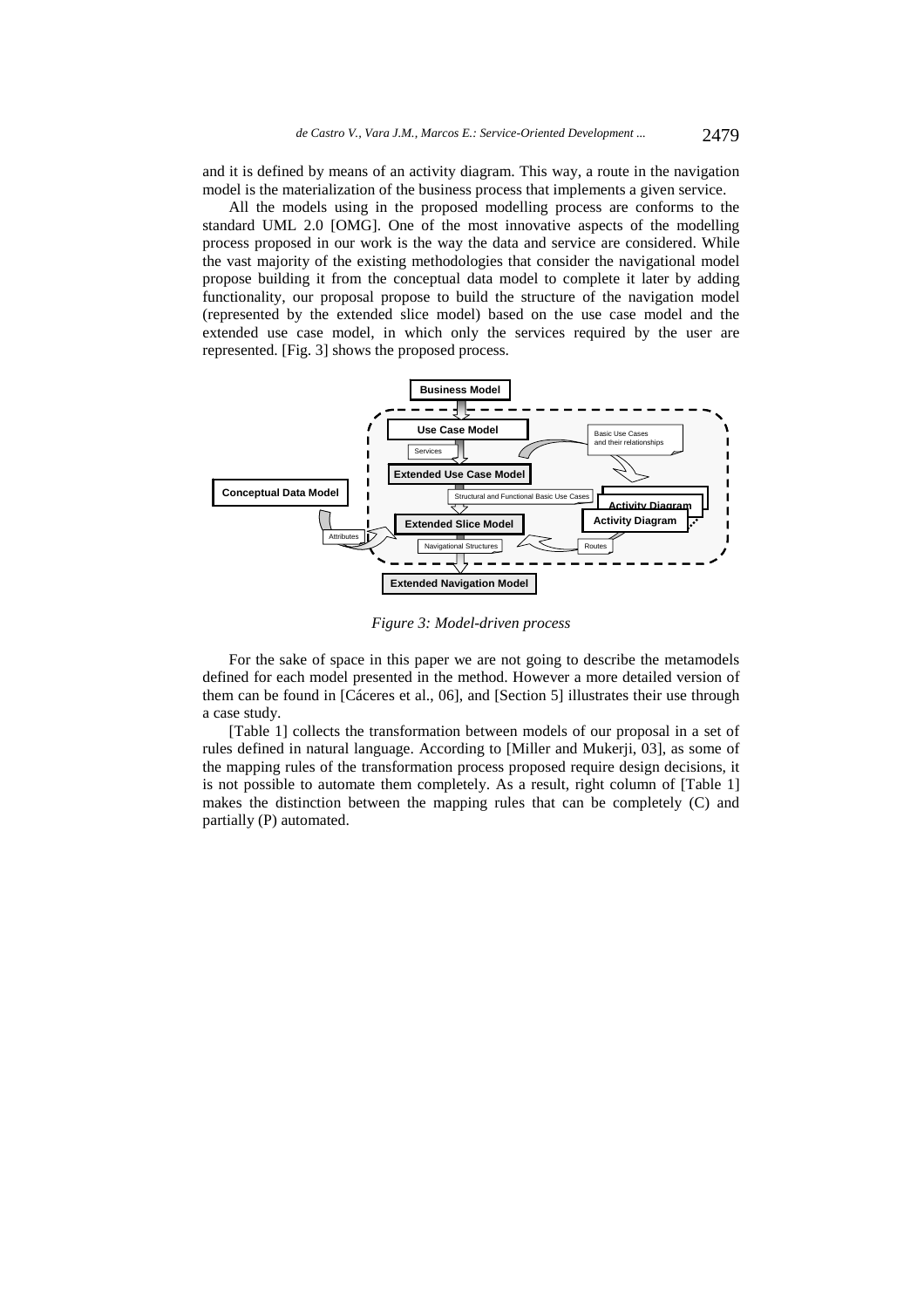and it is defined by means of an activity diagram. This way, a route in the navigation model is the materialization of the business process that implements a given service.

All the models using in the proposed modelling process are conforms to the standard UML 2.0 [OMG]. One of the most innovative aspects of the modelling process proposed in our work is the way the data and service are considered. While the vast majority of the existing methodologies that consider the navigational model propose building it from the conceptual data model to complete it later by adding functionality, our proposal propose to build the structure of the navigation model (represented by the extended slice model) based on the use case model and the extended use case model, in which only the services required by the user are represented. [Fig. 3] shows the proposed process.

*Figure 3: Model-driven process*

For the sake of space in this paper we are not going to describe the metamodels defined for each model presented in the method. However a more detailed version of them can be found in [Cáceres et al., 06], and [Section 5] illustrates their use through a case study.

[Table 1] collects the transformation between models of our proposal in a set of rules defined in natural language. According to [Miller and Mukerji, 03], as some of the mapping rules of the transformation process proposed require design decisions, it is not possible to automate them completely. As a result, right column of [Table 1] makes the distinction between the mapping rules that can be completely (C) and partially (P) automated.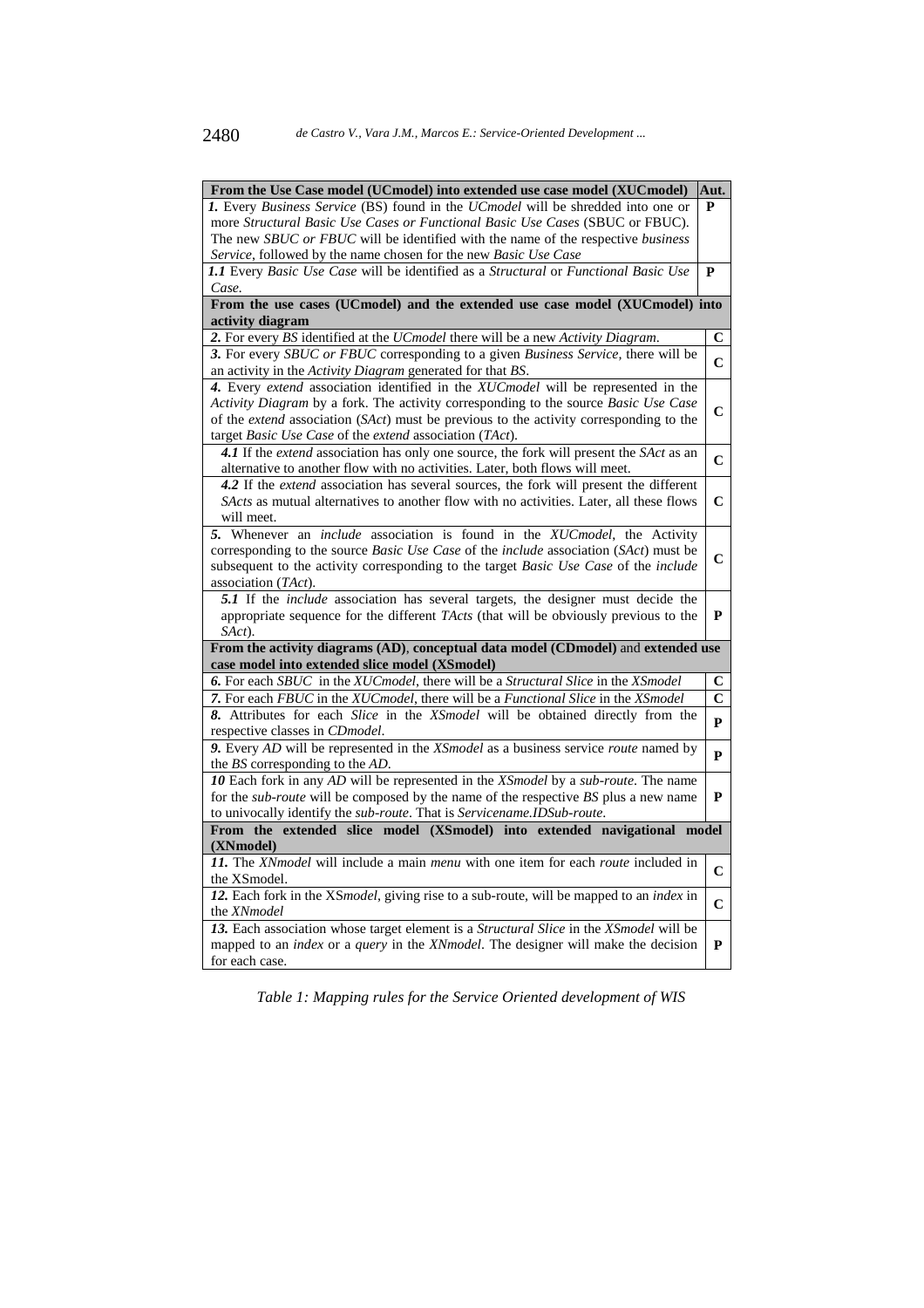| From the Use Case model (UCmodel) into extended use case model (XUCmodel) | Aut. |
|---|---|
| ***1.*** Every *Business Service* (BS) found in the *UCmodel* will be shredded into one or more *Structural Basic Use Cases or Functional Basic Use Cases* (SBUC or FBUC). The new *SBUC or FBUC* will be identified with the name of the respective *business Service*, followed by the name chosen for the new *Basic Use Case* | **P** |
| ***1.1*** Every *Basic Use Case* will be identified as a *Structural* or *Functional Basic Use Case*. | **P** |
| **From the use cases (UCmodel) and the extended use case model (XUCmodel) into activity diagram** | |
| ***2.*** For every *BS* identified at the *UCmodel* there will be a new *Activity Diagram*. | **C** |
| ***3.*** For every *SBUC or FBUC* corresponding to a given *Business Service*, there will be an activity in the *Activity Diagram* generated for that *BS*. | **C** |
| ***4.*** Every *extend* association identified in the *XUCmodel* will be represented in the *Activity Diagram* by a fork. The activity corresponding to the source *Basic Use Case* of the *extend* association (*SAct*) must be previous to the activity corresponding to the target *Basic Use Case* of the *extend* association (*TAct*). | **C** |
| ***4.1*** If the *extend* association has only one source, the fork will present the *SAct* as an alternative to another flow with no activities. Later, both flows will meet. | **C** |
| ***4.2*** If the *extend* association has several sources, the fork will present the different *SActs* as mutual alternatives to another flow with no activities. Later, all these flows will meet. | **C** |
| ***5.*** Whenever an *include* association is found in the *XUCmodel*, the Activity corresponding to the source *Basic Use Case* of the *include* association (*SAct*) must be subsequent to the activity corresponding to the target *Basic Use Case* of the *include* association (*TAct*). | **C** |
| ***5.1*** If the *include* association has several targets, the designer must decide the appropriate sequence for the different *TActs* (that will be obviously previous to the *SAct*). | **P** |
| **From the activity diagrams (AD)**, **conceptual data model (CDmodel)** and **extended use case model into extended slice model (XSmodel)** | |
| ***6.*** For each *SBUC* in the *XUCmodel*, there will be a *Structural Slice* in the *XSmodel* | **C** |
| ***7.*** For each *FBUC* in the *XUCmodel*, there will be a *Functional Slice* in the *XSmodel* | **C** |
| ***8.*** Attributes for each *Slice* in the *XSmodel* will be obtained directly from the respective classes in *CDmodel*. | **P** |
| ***9.*** Every *AD* will be represented in the *XSmodel* as a business service *route* named by the *BS* corresponding to the *AD*. | **P** |
| ***10*** Each fork in any *AD* will be represented in the *XSmodel* by a *sub-route*. The name for the *sub-route* will be composed by the name of the respective *BS* plus a new name to univocally identify the *sub-route*. That is *Servicename.IDSub-route*. | **P** |
| **From the extended slice model (XSmodel) into extended navigational model (XNmodel)** | |
| ***11.*** The *XNmodel* will include a main *menu* with one item for each *route* included in the XSmodel. | **C** |
| ***12.*** Each fork in the XS*model*, giving rise to a sub-route, will be mapped to an *index* in the *XNmodel* | **C** |
| ***13.*** Each association whose target element is a *Structural Slice* in the *XSmodel* will be mapped to an *index* or a *query* in the *XNmodel*. The designer will make the decision for each case. | **P** |

*Table 1: Mapping rules for the Service Oriented development of WIS*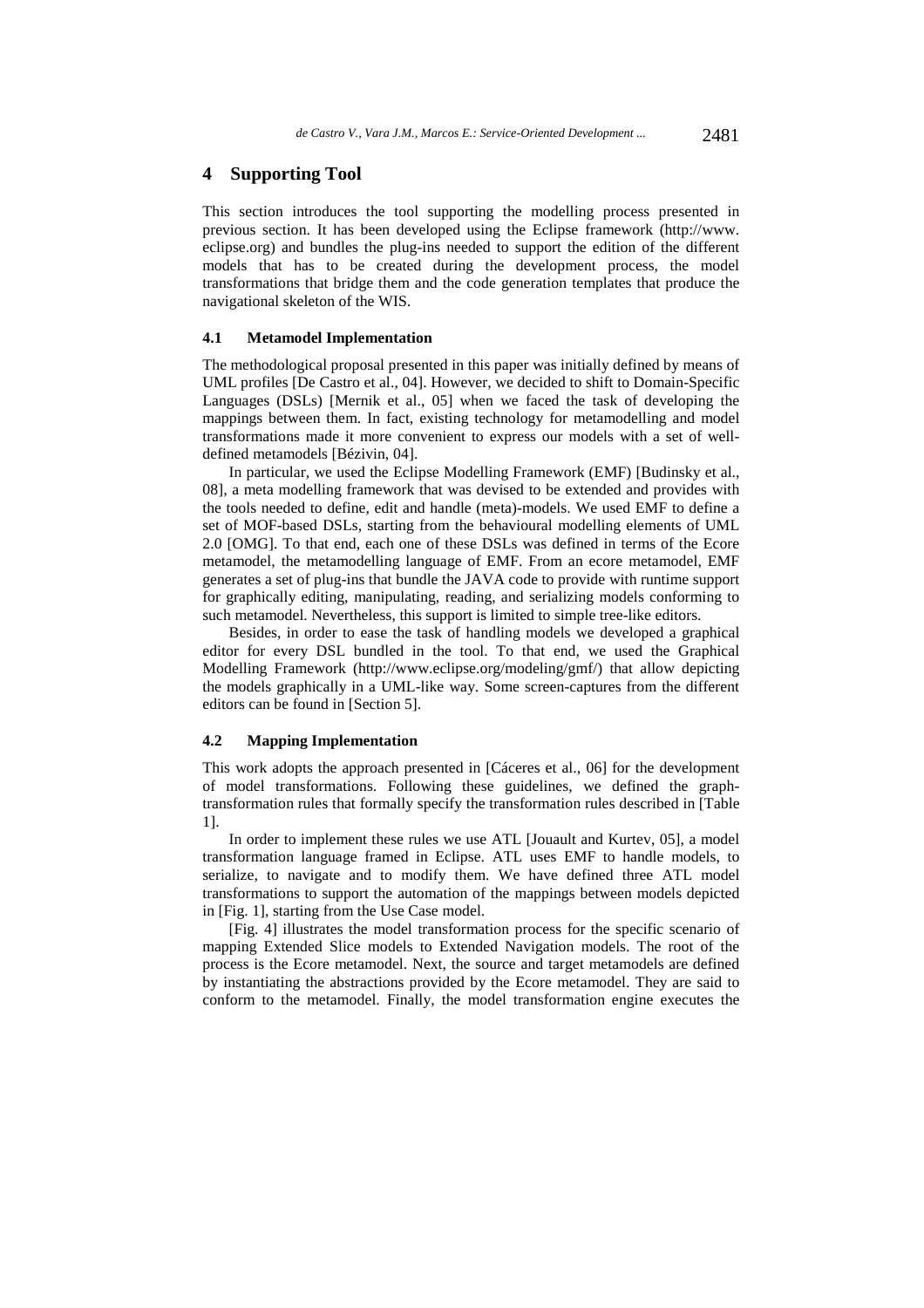# 4 Supporting Tool

This section introduces the tool supporting the modelling process presented in previous section. It has been developed using the Eclipse framework (http://www.eclipse.org) and bundles the plug-ins needed to support the edition of the different models that has to be created during the development process, the model transformations that bridge them and the code generation templates that produce the navigational skeleton of the WIS.

## 4.1 Metamodel Implementation

The methodological proposal presented in this paper was initially defined by means of UML profiles [De Castro et al., 04]. However, we decided to shift to Domain-Specific Languages (DSLs) [Mernik et al., 05] when we faced the task of developing the mappings between them. In fact, existing technology for metamodelling and model transformations made it more convenient to express our models with a set of well-defined metamodels [Bézivin, 04].

In particular, we used the Eclipse Modelling Framework (EMF) [Budinsky et al., 08], a meta modelling framework that was devised to be extended and provides with the tools needed to define, edit and handle (meta)-models. We used EMF to define a set of MOF-based DSLs, starting from the behavioural modelling elements of UML 2.0 [OMG]. To that end, each one of these DSLs was defined in terms of the Ecore metamodel, the metamodelling language of EMF. From an ecore metamodel, EMF generates a set of plug-ins that bundle the JAVA code to provide with runtime support for graphically editing, manipulating, reading, and serializing models conforming to such metamodel. Nevertheless, this support is limited to simple tree-like editors.

Besides, in order to ease the task of handling models we developed a graphical editor for every DSL bundled in the tool. To that end, we used the Graphical Modelling Framework (http://www.eclipse.org/modeling/gmf/) that allow depicting the models graphically in a UML-like way. Some screen-captures from the different editors can be found in [Section 5].

## 4.2 Mapping Implementation

This work adopts the approach presented in [Cáceres et al., 06] for the development of model transformations. Following these guidelines, we defined the graph-transformation rules that formally specify the transformation rules described in [Table 1].

In order to implement these rules we use ATL [Jouault and Kurtev, 05], a model transformation language framed in Eclipse. ATL uses EMF to handle models, to serialize, to navigate and to modify them. We have defined three ATL model transformations to support the automation of the mappings between models depicted in [Fig. 1], starting from the Use Case model.

[Fig. 4] illustrates the model transformation process for the specific scenario of mapping Extended Slice models to Extended Navigation models. The root of the process is the Ecore metamodel. Next, the source and target metamodels are defined by instantiating the abstractions provided by the Ecore metamodel. They are said to conform to the metamodel. Finally, the model transformation engine executes the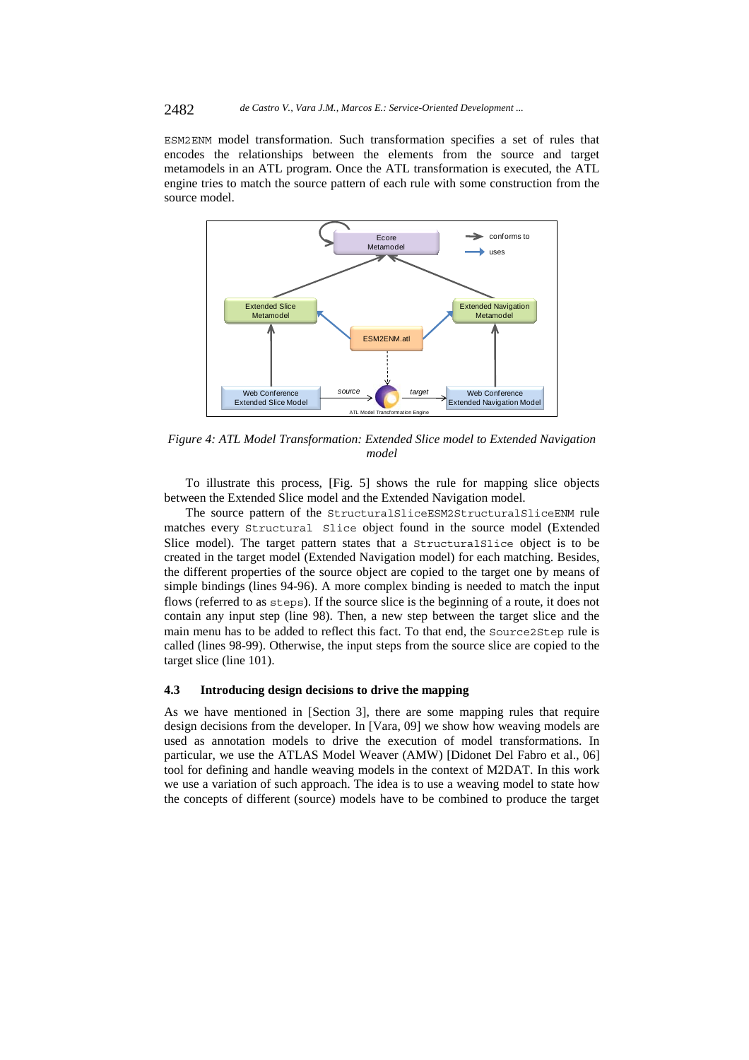ESM2ENM model transformation. Such transformation specifies a set of rules that encodes the relationships between the elements from the source and target metamodels in an ATL program. Once the ATL transformation is executed, the ATL engine tries to match the source pattern of each rule with some construction from the source model.

*Figure 4: ATL Model Transformation: Extended Slice model to Extended Navigation model*

To illustrate this process, [Fig. 5] shows the rule for mapping slice objects between the Extended Slice model and the Extended Navigation model.

The source pattern of the `StructuralSliceESM2StructuralSliceENM` rule matches every `Structural Slice` object found in the source model (Extended Slice model). The target pattern states that a `StructuralSlice` object is to be created in the target model (Extended Navigation model) for each matching. Besides, the different properties of the source object are copied to the target one by means of simple bindings (lines 94-96). A more complex binding is needed to match the input flows (referred to as `steps`). If the source slice is the beginning of a route, it does not contain any input step (line 98). Then, a new step between the target slice and the main menu has to be added to reflect this fact. To that end, the `Source2Step` rule is called (lines 98-99). Otherwise, the input steps from the source slice are copied to the target slice (line 101).

### 4.3 Introducing design decisions to drive the mapping

As we have mentioned in [Section 3], there are some mapping rules that require design decisions from the developer. In [Vara, 09] we show how weaving models are used as annotation models to drive the execution of model transformations. In particular, we use the ATLAS Model Weaver (AMW) [Didonet Del Fabro et al., 06] tool for defining and handle weaving models in the context of M2DAT. In this work we use a variation of such approach. The idea is to use a weaving model to state how the concepts of different (source) models have to be combined to produce the target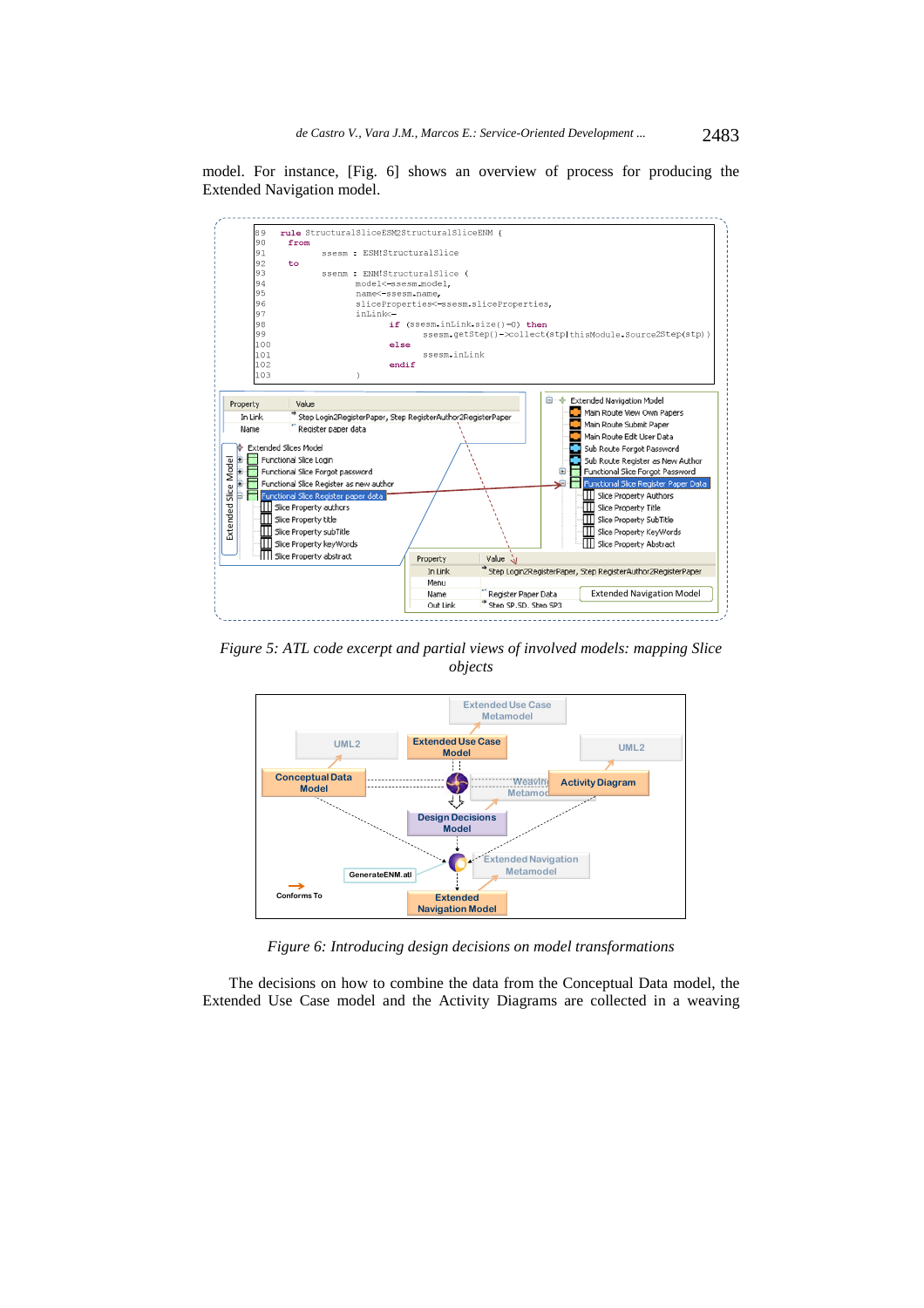model. For instance, [Fig. 6] shows an overview of process for producing the Extended Navigation model.

```
89   rule StructuralSliceESM2StructuralSliceENM {
90     from
91             ssesm : ESM!StructuralSlice
92     to
93             ssenm : ENM!StructuralSlice (
94                     model<-ssesm.model,
95                     name<-ssesm.name,
96                     sliceProperties<-ssesm.sliceProperties,
97                     inLink<-
98                             if (ssesm.inLink.size()=0) then
99                                     ssesm.getStep()->collect(stp|thisModule.Source2Step(stp))
100                            else
101                                    ssesm.inLink
102                            endif
103                    )
```

*Figure 5: ATL code excerpt and partial views of involved models: mapping Slice objects*

*Figure 6: Introducing design decisions on model transformations*

The decisions on how to combine the data from the Conceptual Data model, the Extended Use Case model and the Activity Diagrams are collected in a weaving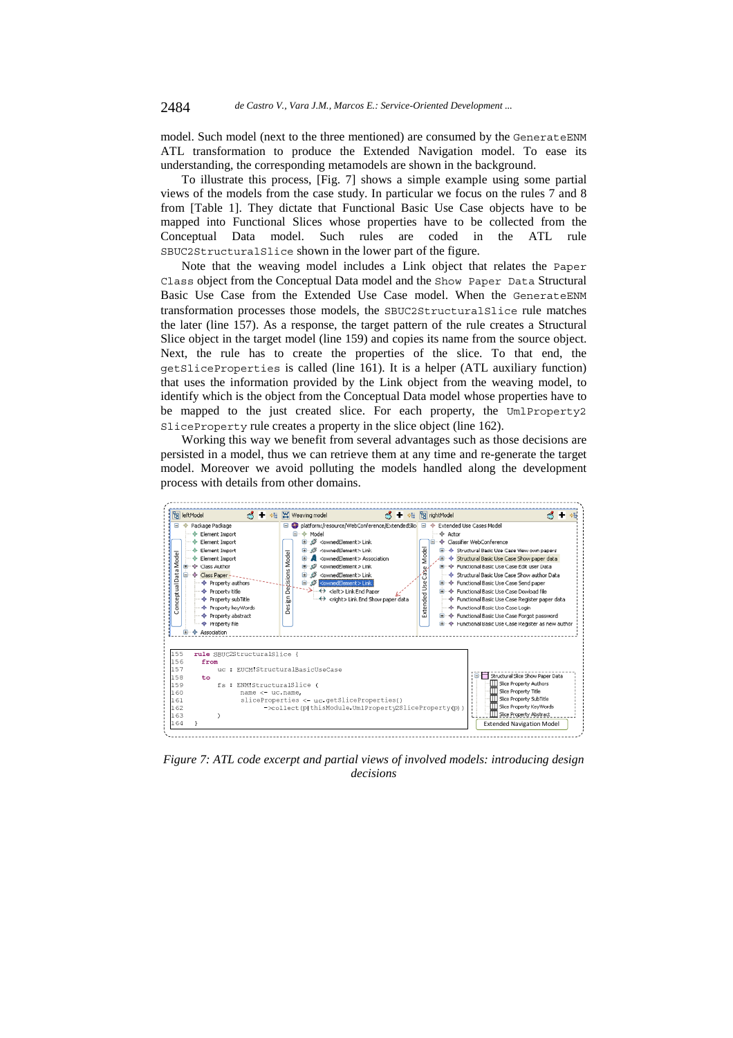model. Such model (next to the three mentioned) are consumed by the `GenerateENM` ATL transformation to produce the Extended Navigation model. To ease its understanding, the corresponding metamodels are shown in the background.

To illustrate this process, [Fig. 7] shows a simple example using some partial views of the models from the case study. In particular we focus on the rules 7 and 8 from [Table 1]. They dictate that Functional Basic Use Case objects have to be mapped into Functional Slices whose properties have to be collected from the Conceptual Data model. Such rules are coded in the ATL rule `SBUC2StructuralSlice` shown in the lower part of the figure.

Note that the weaving model includes a Link object that relates the `Paper Class` object from the Conceptual Data model and the `Show Paper Data` Structural Basic Use Case from the Extended Use Case model. When the `GenerateENM` transformation processes those models, the `SBUC2StructuralSlice` rule matches the later (line 157). As a response, the target pattern of the rule creates a Structural Slice object in the target model (line 159) and copies its name from the source object. Next, the rule has to create the properties of the slice. To that end, the `getSliceProperties` is called (line 161). It is a helper (ATL auxiliary function) that uses the information provided by the Link object from the weaving model, to identify which is the object from the Conceptual Data model whose properties have to be mapped to the just created slice. For each property, the `UmlProperty2 SliceProperty` rule creates a property in the slice object (line 162).

Working this way we benefit from several advantages such as those decisions are persisted in a model, thus we can retrieve them at any time and re-generate the target model. Moreover we avoid polluting the models handled along the development process with details from other domains.

```
155  rule SBUC2StructuralSlice {
156     from
157        uc : EUCM!StructuralBasicUseCase
158     to
159        fs : ENM!StructuralSlice (
160              name <- uc.name,
161              sliceProperties <- uc.getSliceProperties()
162                   ->collect(p|thisModule.UmlProperty2SliceProperty(p))
163        )
164  }
```

*Figure 7: ATL code excerpt and partial views of involved models: introducing design decisions*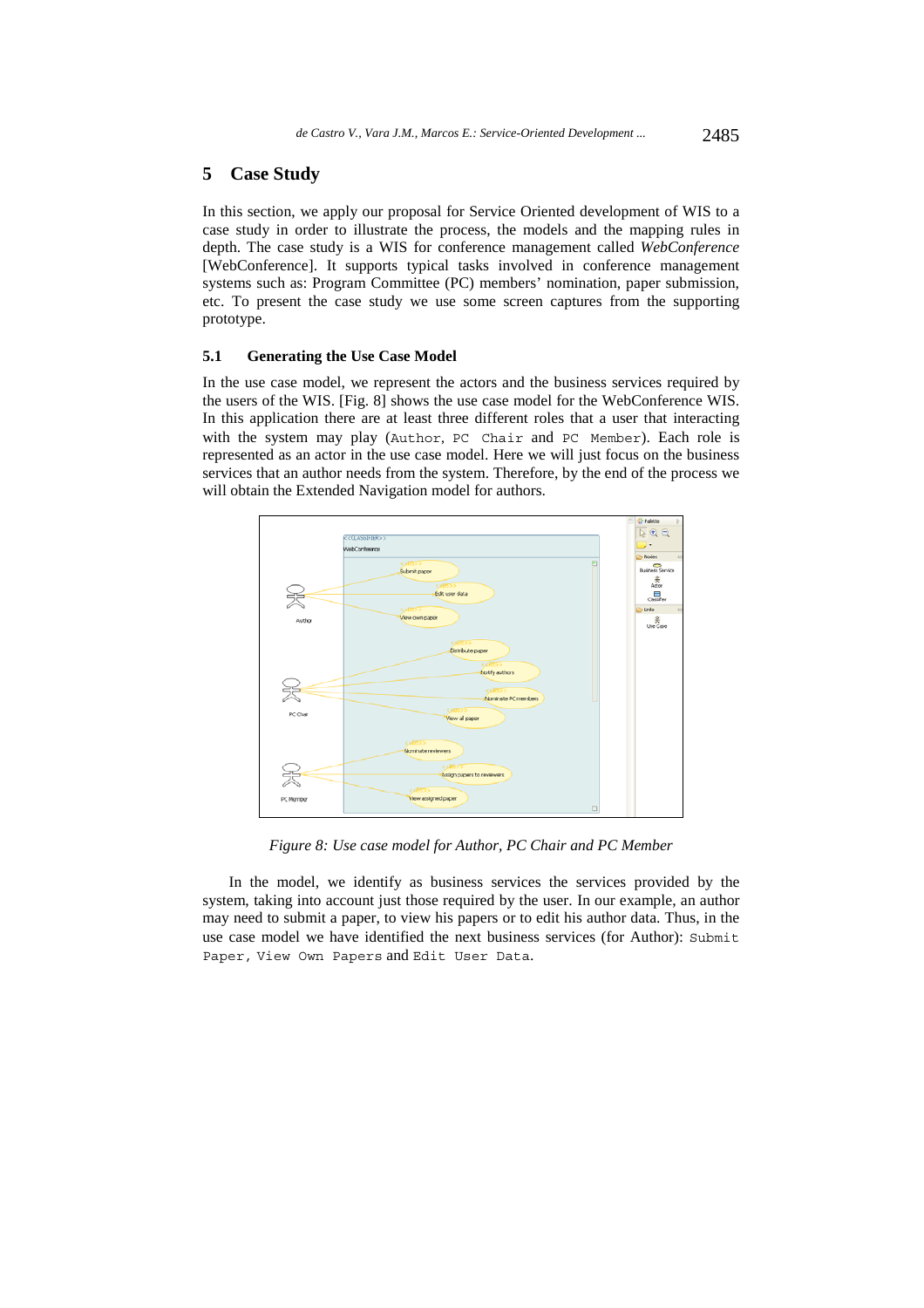## 5 Case Study

In this section, we apply our proposal for Service Oriented development of WIS to a case study in order to illustrate the process, the models and the mapping rules in depth. The case study is a WIS for conference management called *WebConference* [WebConference]. It supports typical tasks involved in conference management systems such as: Program Committee (PC) members' nomination, paper submission, etc. To present the case study we use some screen captures from the supporting prototype.

### 5.1 Generating the Use Case Model

In the use case model, we represent the actors and the business services required by the users of the WIS. [Fig. 8] shows the use case model for the WebConference WIS. In this application there are at least three different roles that a user that interacting with the system may play (`Author`, `PC Chair` and `PC Member`). Each role is represented as an actor in the use case model. Here we will just focus on the business services that an author needs from the system. Therefore, by the end of the process we will obtain the Extended Navigation model for authors.

*Figure 8: Use case model for Author, PC Chair and PC Member*

In the model, we identify as business services the services provided by the system, taking into account just those required by the user. In our example, an author may need to submit a paper, to view his papers or to edit his author data. Thus, in the use case model we have identified the next business services (for Author): `Submit Paper`, `View Own Papers` and `Edit User Data`.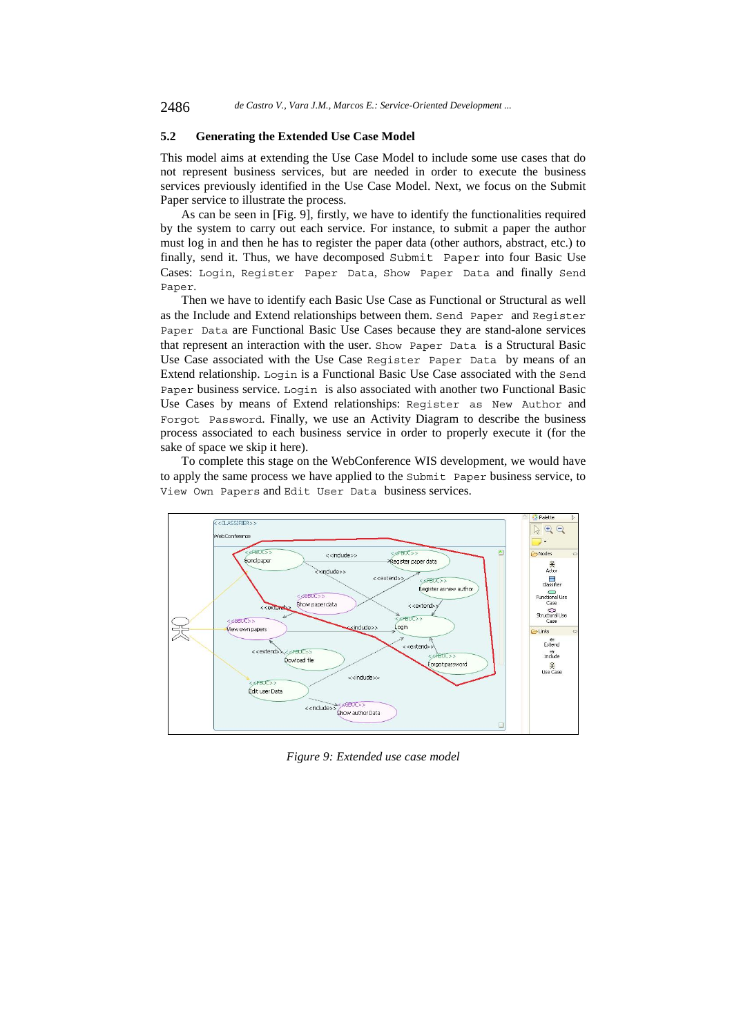## 5.2 Generating the Extended Use Case Model

This model aims at extending the Use Case Model to include some use cases that do not represent business services, but are needed in order to execute the business services previously identified in the Use Case Model. Next, we focus on the Submit Paper service to illustrate the process.

As can be seen in [Fig. 9], firstly, we have to identify the functionalities required by the system to carry out each service. For instance, to submit a paper the author must log in and then he has to register the paper data (other authors, abstract, etc.) to finally, send it. Thus, we have decomposed `Submit Paper` into four Basic Use Cases: `Login`, `Register Paper Data`, `Show Paper Data` and finally `Send Paper`.

Then we have to identify each Basic Use Case as Functional or Structural as well as the Include and Extend relationships between them. `Send Paper` and `Register Paper Data` are Functional Basic Use Cases because they are stand-alone services that represent an interaction with the user. `Show Paper Data` is a Structural Basic Use Case associated with the Use Case `Register Paper Data` by means of an Extend relationship. `Login` is a Functional Basic Use Case associated with the `Send Paper` business service. `Login` is also associated with another two Functional Basic Use Cases by means of Extend relationships: `Register as New Author` and `Forgot Password`. Finally, we use an Activity Diagram to describe the business process associated to each business service in order to properly execute it (for the sake of space we skip it here).

To complete this stage on the WebConference WIS development, we would have to apply the same process we have applied to the `Submit Paper` business service, to `View Own Papers` and `Edit User Data` business services.

*Figure 9: Extended use case model*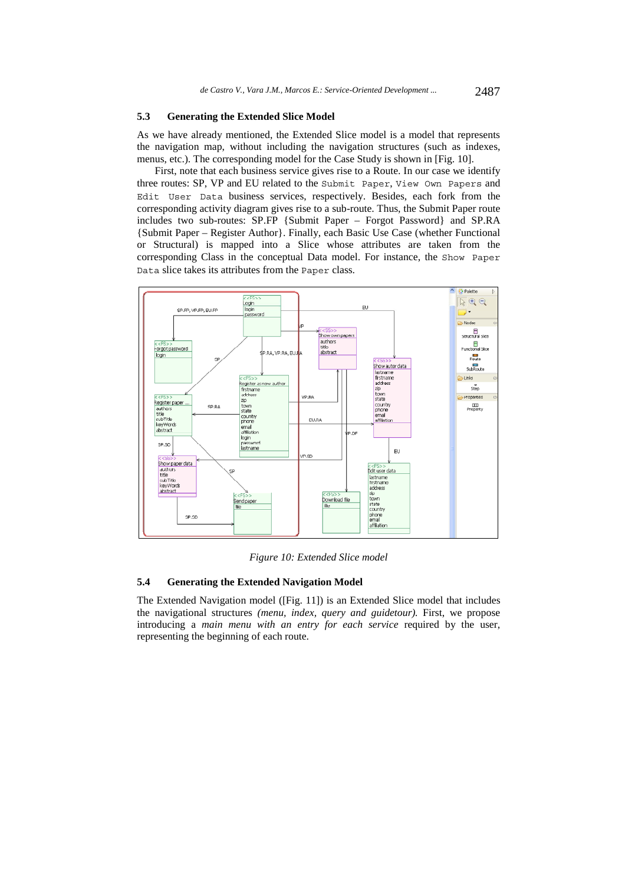## 5.3 Generating the Extended Slice Model

As we have already mentioned, the Extended Slice model is a model that represents the navigation map, without including the navigation structures (such as indexes, menus, etc.). The corresponding model for the Case Study is shown in [Fig. 10].

First, note that each business service gives rise to a Route. In our case we identify three routes: SP, VP and EU related to the `Submit Paper`, `View Own Papers` and `Edit User Data` business services, respectively. Besides, each fork from the corresponding activity diagram gives rise to a sub-route. Thus, the Submit Paper route includes two sub-routes: SP.FP {Submit Paper – Forgot Password} and SP.RA {Submit Paper – Register Author}. Finally, each Basic Use Case (whether Functional or Structural) is mapped into a Slice whose attributes are taken from the corresponding Class in the conceptual Data model. For instance, the `Show Paper Data` slice takes its attributes from the `Paper` class.

*Figure 10: Extended Slice model*

## 5.4 Generating the Extended Navigation Model

The Extended Navigation model ([Fig. 11]) is an Extended Slice model that includes the navigational structures *(menu, index, query and guidetour).* First, we propose introducing a *main menu with an entry for each service* required by the user, representing the beginning of each route.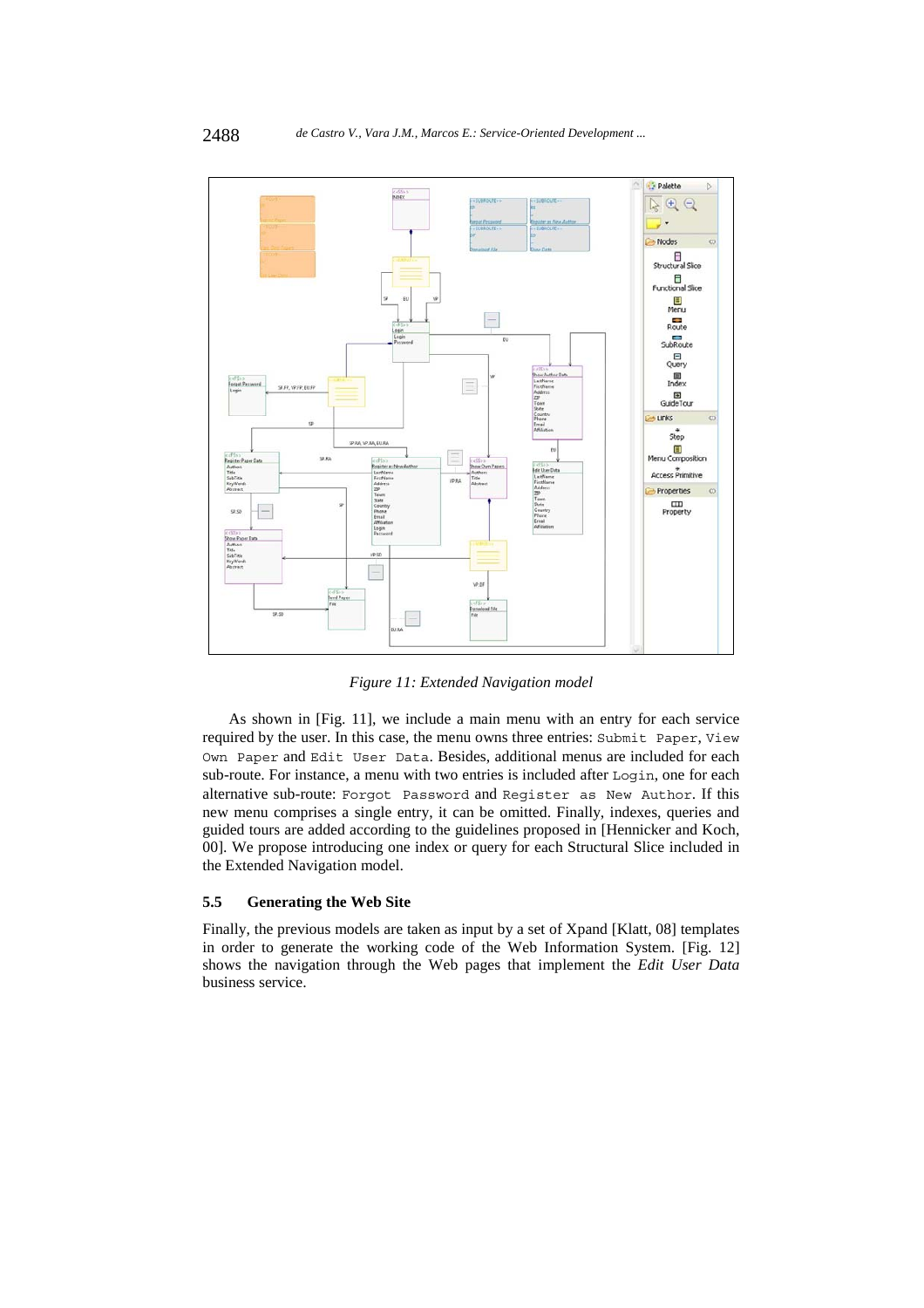*Figure 11: Extended Navigation model*

As shown in [Fig. 11], we include a main menu with an entry for each service required by the user. In this case, the menu owns three entries: `Submit Paper`, `View Own Paper` and `Edit User Data`. Besides, additional menus are included for each sub-route. For instance, a menu with two entries is included after `Login`, one for each alternative sub-route: `Forgot Password` and `Register as New Author`. If this new menu comprises a single entry, it can be omitted. Finally, indexes, queries and guided tours are added according to the guidelines proposed in [Hennicker and Koch, 00]. We propose introducing one index or query for each Structural Slice included in the Extended Navigation model.

### 5.5 Generating the Web Site

Finally, the previous models are taken as input by a set of Xpand [Klatt, 08] templates in order to generate the working code of the Web Information System. [Fig. 12] shows the navigation through the Web pages that implement the *Edit User Data* business service.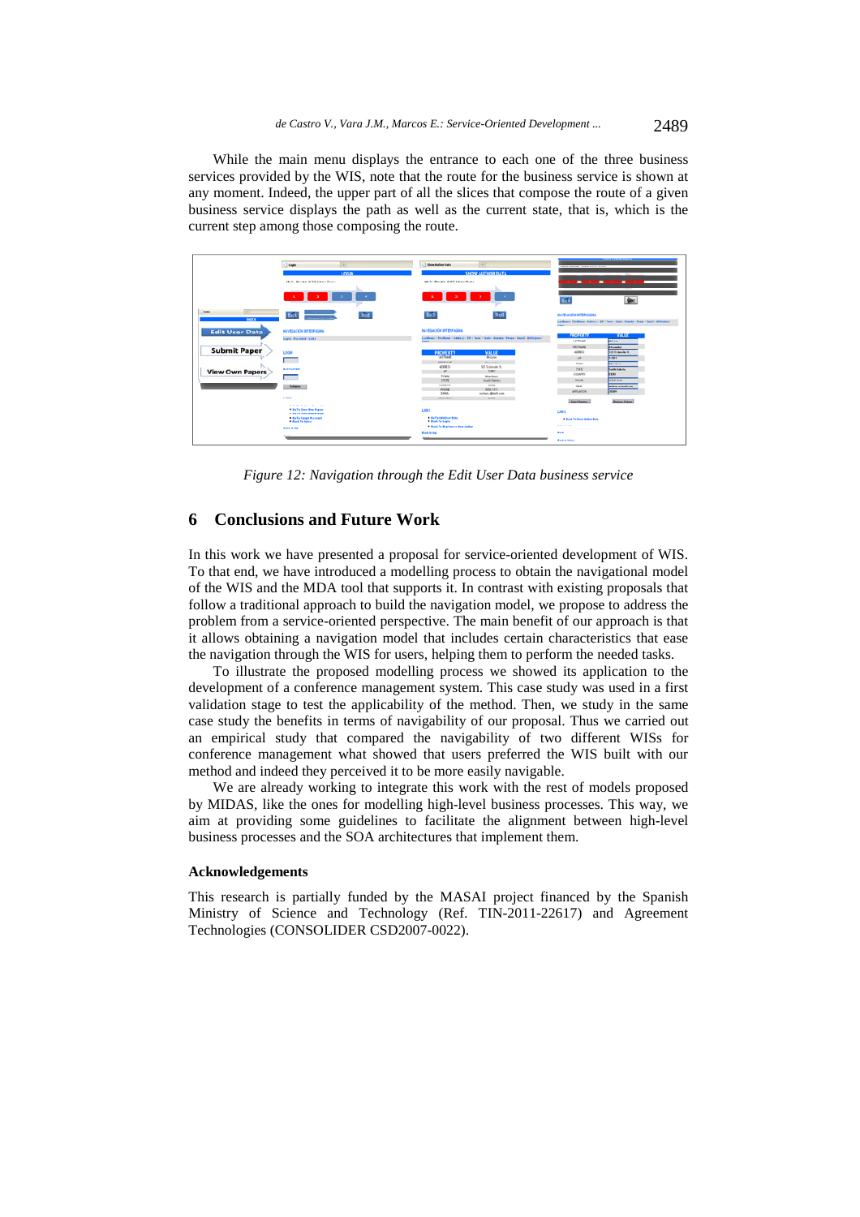While the main menu displays the entrance to each one of the three business services provided by the WIS, note that the route for the business service is shown at any moment. Indeed, the upper part of all the slices that compose the route of a given business service displays the path as well as the current state, that is, which is the current step among those composing the route.

*Figure 12: Navigation through the Edit User Data business service*

## 6 Conclusions and Future Work

In this work we have presented a proposal for service-oriented development of WIS. To that end, we have introduced a modelling process to obtain the navigational model of the WIS and the MDA tool that supports it. In contrast with existing proposals that follow a traditional approach to build the navigation model, we propose to address the problem from a service-oriented perspective. The main benefit of our approach is that it allows obtaining a navigation model that includes certain characteristics that ease the navigation through the WIS for users, helping them to perform the needed tasks.

To illustrate the proposed modelling process we showed its application to the development of a conference management system. This case study was used in a first validation stage to test the applicability of the method. Then, we study in the same case study the benefits in terms of navigability of our proposal. Thus we carried out an empirical study that compared the navigability of two different WISs for conference management what showed that users preferred the WIS built with our method and indeed they perceived it to be more easily navigable.

We are already working to integrate this work with the rest of models proposed by MIDAS, like the ones for modelling high-level business processes. This way, we aim at providing some guidelines to facilitate the alignment between high-level business processes and the SOA architectures that implement them.

### Acknowledgements

This research is partially funded by the MASAI project financed by the Spanish Ministry of Science and Technology (Ref. TIN-2011-22617) and Agreement Technologies (CONSOLIDER CSD2007-0022).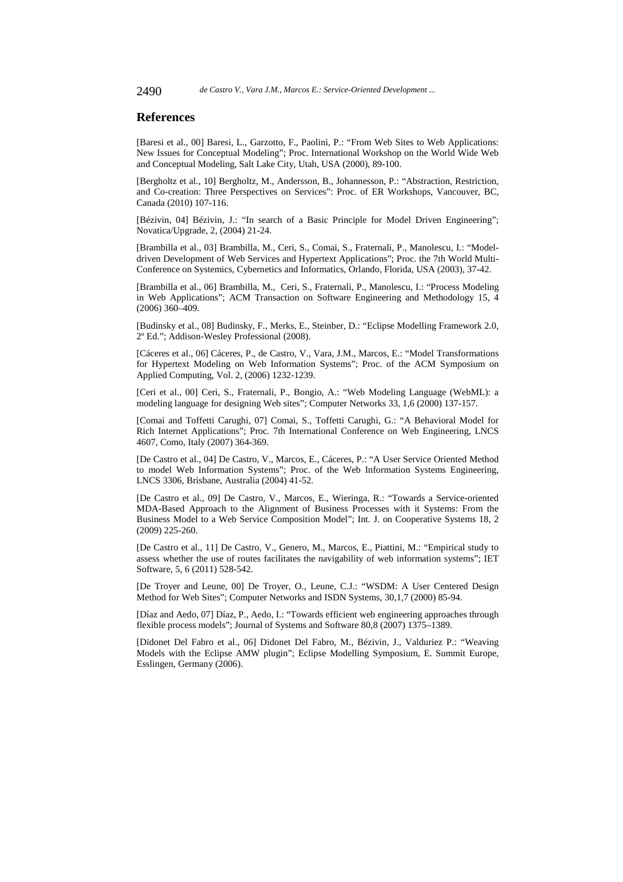## References

[Baresi et al., 00] Baresi, L., Garzotto, F., Paolini, P.: "From Web Sites to Web Applications: New Issues for Conceptual Modeling"; Proc. International Workshop on the World Wide Web and Conceptual Modeling, Salt Lake City, Utah, USA (2000), 89-100.

[Bergholtz et al., 10] Bergholtz, M., Andersson, B., Johannesson, P.: "Abstraction, Restriction, and Co-creation: Three Perspectives on Services": Proc. of ER Workshops, Vancouver, BC, Canada (2010) 107-116.

[Bézivin, 04] Bézivin, J.: "In search of a Basic Principle for Model Driven Engineering"; Novatica/Upgrade, 2, (2004) 21-24.

[Brambilla et al., 03] Brambilla, M., Ceri, S., Comai, S., Fraternali, P., Manolescu, I.: "Model-driven Development of Web Services and Hypertext Applications"; Proc. the 7th World Multi-Conference on Systemics, Cybernetics and Informatics, Orlando, Florida, USA (2003), 37-42.

[Brambilla et al., 06] Brambilla, M., Ceri, S., Fraternali, P., Manolescu, I.: "Process Modeling in Web Applications"; ACM Transaction on Software Engineering and Methodology 15, 4 (2006) 360–409.

[Budinsky et al., 08] Budinsky, F., Merks, E., Steinber, D.: "Eclipse Modelling Framework 2.0, 2º Ed."; Addison-Wesley Professional (2008).

[Cáceres et al., 06] Cáceres, P., de Castro, V., Vara, J.M., Marcos, E.: "Model Transformations for Hypertext Modeling on Web Information Systems"; Proc. of the ACM Symposium on Applied Computing, Vol. 2, (2006) 1232-1239.

[Ceri et al., 00] Ceri, S., Fraternali, P., Bongio, A.: "Web Modeling Language (WebML): a modeling language for designing Web sites"; Computer Networks 33, 1,6 (2000) 137-157.

[Comai and Toffetti Carughi, 07] Comai, S., Toffetti Carughi, G.: "A Behavioral Model for Rich Internet Applications"; Proc. 7th International Conference on Web Engineering, LNCS 4607, Como, Italy (2007) 364-369.

[De Castro et al., 04] De Castro, V., Marcos, E., Cáceres, P.: "A User Service Oriented Method to model Web Information Systems"; Proc. of the Web Information Systems Engineering, LNCS 3306, Brisbane, Australia (2004) 41-52.

[De Castro et al., 09] De Castro, V., Marcos, E., Wieringa, R.: "Towards a Service-oriented MDA-Based Approach to the Alignment of Business Processes with it Systems: From the Business Model to a Web Service Composition Model"; Int. J. on Cooperative Systems 18, 2 (2009) 225-260.

[De Castro et al., 11] De Castro, V., Genero, M., Marcos, E., Piattini, M.: "Empirical study to assess whether the use of routes facilitates the navigability of web information systems"; IET Software, 5, 6 (2011) 528-542.

[De Troyer and Leune, 00] De Troyer, O., Leune, C.J.: "WSDM: A User Centered Design Method for Web Sites"; Computer Networks and ISDN Systems, 30,1,7 (2000) 85-94.

[Díaz and Aedo, 07] Díaz, P., Aedo, I.: "Towards efficient web engineering approaches through flexible process models"; Journal of Systems and Software 80,8 (2007) 1375–1389.

[Didonet Del Fabro et al., 06] Didonet Del Fabro, M., Bézivin, J., Valduriez P.: "Weaving Models with the Eclipse AMW plugin"; Eclipse Modelling Symposium, E. Summit Europe, Esslingen, Germany (2006).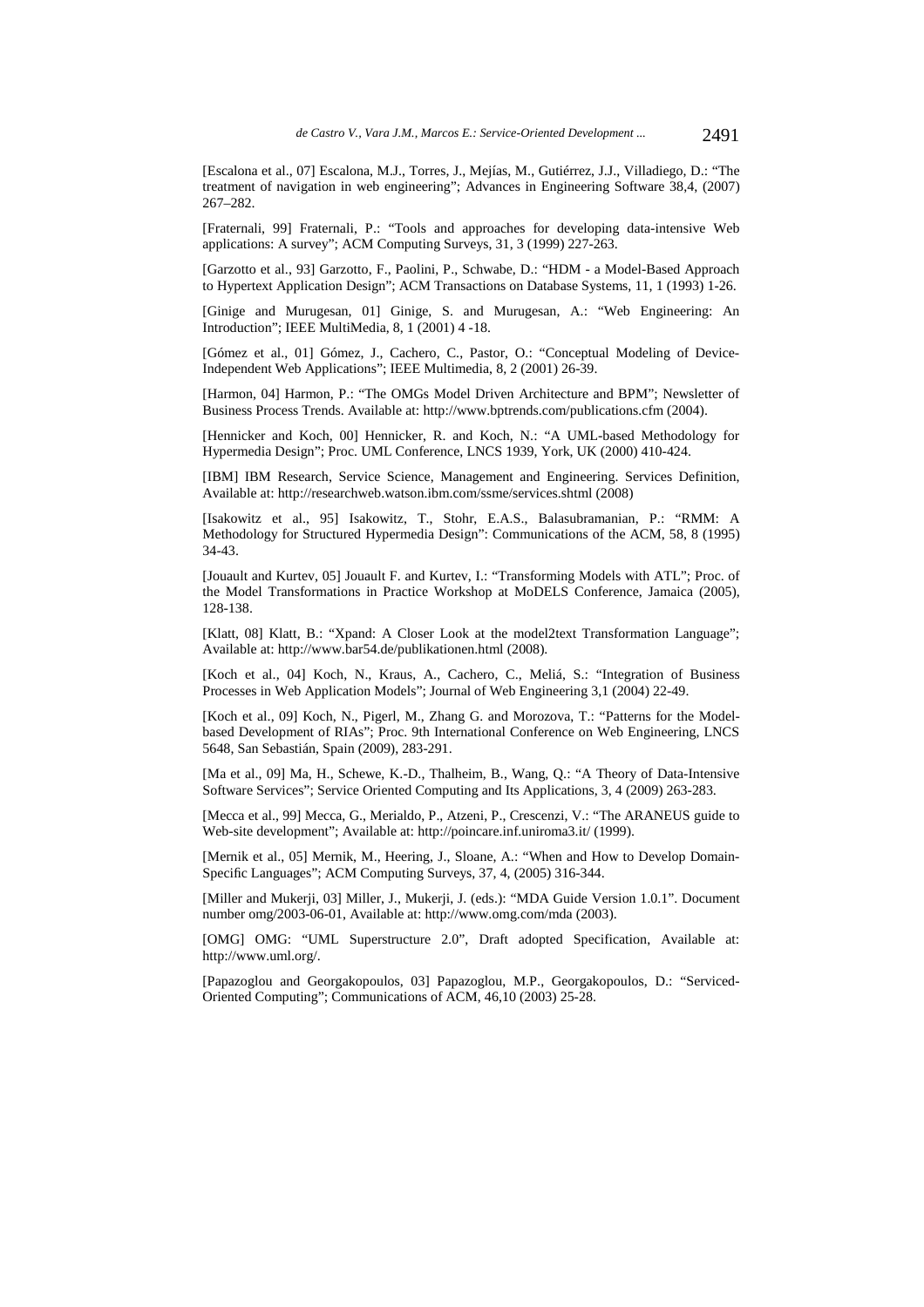[Escalona et al., 07] Escalona, M.J., Torres, J., Mejías, M., Gutiérrez, J.J., Villadiego, D.: "The treatment of navigation in web engineering"; Advances in Engineering Software 38,4, (2007) 267–282.

[Fraternali, 99] Fraternali, P.: "Tools and approaches for developing data-intensive Web applications: A survey"; ACM Computing Surveys, 31, 3 (1999) 227-263.

[Garzotto et al., 93] Garzotto, F., Paolini, P., Schwabe, D.: "HDM - a Model-Based Approach to Hypertext Application Design"; ACM Transactions on Database Systems, 11, 1 (1993) 1-26.

[Ginige and Murugesan, 01] Ginige, S. and Murugesan, A.: "Web Engineering: An Introduction"; IEEE MultiMedia, 8, 1 (2001) 4 -18.

[Gómez et al., 01] Gómez, J., Cachero, C., Pastor, O.: "Conceptual Modeling of Device-Independent Web Applications"; IEEE Multimedia, 8, 2 (2001) 26-39.

[Harmon, 04] Harmon, P.: "The OMGs Model Driven Architecture and BPM"; Newsletter of Business Process Trends. Available at: http://www.bptrends.com/publications.cfm (2004).

[Hennicker and Koch, 00] Hennicker, R. and Koch, N.: "A UML-based Methodology for Hypermedia Design"; Proc. UML Conference, LNCS 1939, York, UK (2000) 410-424.

[IBM] IBM Research, Service Science, Management and Engineering. Services Definition, Available at: http://researchweb.watson.ibm.com/ssme/services.shtml (2008)

[Isakowitz et al., 95] Isakowitz, T., Stohr, E.A.S., Balasubramanian, P.: "RMM: A Methodology for Structured Hypermedia Design": Communications of the ACM, 58, 8 (1995) 34-43.

[Jouault and Kurtev, 05] Jouault F. and Kurtev, I.: "Transforming Models with ATL"; Proc. of the Model Transformations in Practice Workshop at MoDELS Conference, Jamaica (2005), 128-138.

[Klatt, 08] Klatt, B.: "Xpand: A Closer Look at the model2text Transformation Language"; Available at: http://www.bar54.de/publikationen.html (2008).

[Koch et al., 04] Koch, N., Kraus, A., Cachero, C., Meliá, S.: "Integration of Business Processes in Web Application Models"; Journal of Web Engineering 3,1 (2004) 22-49.

[Koch et al., 09] Koch, N., Pigerl, M., Zhang G. and Morozova, T.: "Patterns for the Model-based Development of RIAs"; Proc. 9th International Conference on Web Engineering, LNCS 5648, San Sebastián, Spain (2009), 283-291.

[Ma et al., 09] Ma, H., Schewe, K.-D., Thalheim, B., Wang, Q.: "A Theory of Data-Intensive Software Services"; Service Oriented Computing and Its Applications, 3, 4 (2009) 263-283.

[Mecca et al., 99] Mecca, G., Merialdo, P., Atzeni, P., Crescenzi, V.: "The ARANEUS guide to Web-site development"; Available at: http://poincare.inf.uniroma3.it/ (1999).

[Mernik et al., 05] Mernik, M., Heering, J., Sloane, A.: "When and How to Develop Domain-Specific Languages"; ACM Computing Surveys, 37, 4, (2005) 316-344.

[Miller and Mukerji, 03] Miller, J., Mukerji, J. (eds.): "MDA Guide Version 1.0.1". Document number omg/2003-06-01, Available at: http://www.omg.com/mda (2003).

[OMG] OMG: "UML Superstructure 2.0", Draft adopted Specification, Available at: http://www.uml.org/.

[Papazoglou and Georgakopoulos, 03] Papazoglou, M.P., Georgakopoulos, D.: "Serviced-Oriented Computing"; Communications of ACM, 46,10 (2003) 25-28.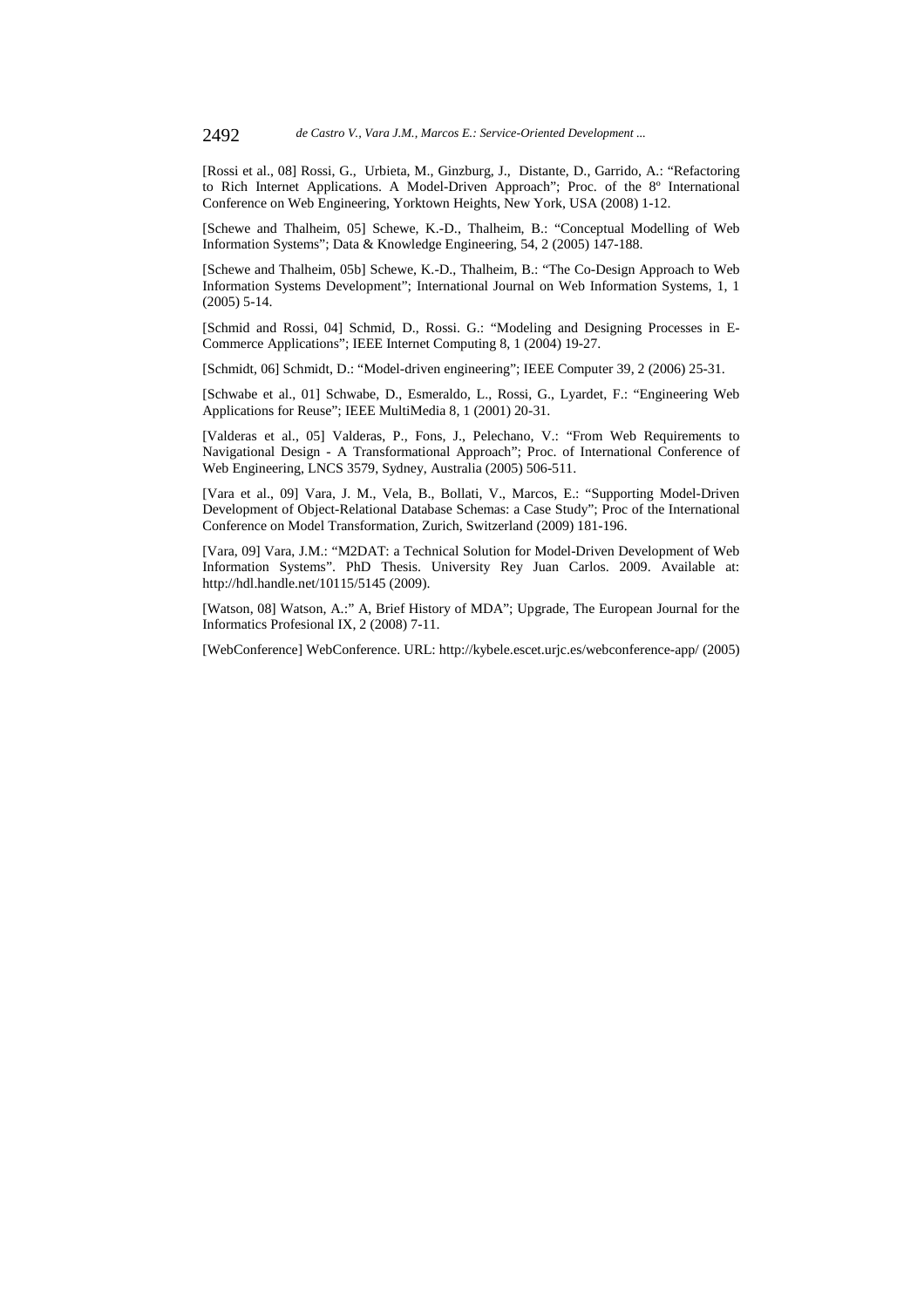[Rossi et al., 08] Rossi, G., Urbieta, M., Ginzburg, J., Distante, D., Garrido, A.: "Refactoring to Rich Internet Applications. A Model-Driven Approach"; Proc. of the 8º International Conference on Web Engineering, Yorktown Heights, New York, USA (2008) 1-12.

[Schewe and Thalheim, 05] Schewe, K.-D., Thalheim, B.: "Conceptual Modelling of Web Information Systems"; Data & Knowledge Engineering, 54, 2 (2005) 147-188.

[Schewe and Thalheim, 05b] Schewe, K.-D., Thalheim, B.: "The Co-Design Approach to Web Information Systems Development"; International Journal on Web Information Systems, 1, 1 (2005) 5-14.

[Schmid and Rossi, 04] Schmid, D., Rossi. G.: "Modeling and Designing Processes in E-Commerce Applications"; IEEE Internet Computing 8, 1 (2004) 19-27.

[Schmidt, 06] Schmidt, D.: "Model-driven engineering"; IEEE Computer 39, 2 (2006) 25-31.

[Schwabe et al., 01] Schwabe, D., Esmeraldo, L., Rossi, G., Lyardet, F.: "Engineering Web Applications for Reuse"; IEEE MultiMedia 8, 1 (2001) 20-31.

[Valderas et al., 05] Valderas, P., Fons, J., Pelechano, V.: "From Web Requirements to Navigational Design - A Transformational Approach"; Proc. of International Conference of Web Engineering, LNCS 3579, Sydney, Australia (2005) 506-511.

[Vara et al., 09] Vara, J. M., Vela, B., Bollati, V., Marcos, E.: "Supporting Model-Driven Development of Object-Relational Database Schemas: a Case Study"; Proc of the International Conference on Model Transformation, Zurich, Switzerland (2009) 181-196.

[Vara, 09] Vara, J.M.: "M2DAT: a Technical Solution for Model-Driven Development of Web Information Systems". PhD Thesis. University Rey Juan Carlos. 2009. Available at: http://hdl.handle.net/10115/5145 (2009).

[Watson, 08] Watson, A.:" A, Brief History of MDA"; Upgrade, The European Journal for the Informatics Profesional IX, 2 (2008) 7-11.

[WebConference] WebConference. URL: http://kybele.escet.urjc.es/webconference-app/ (2005)